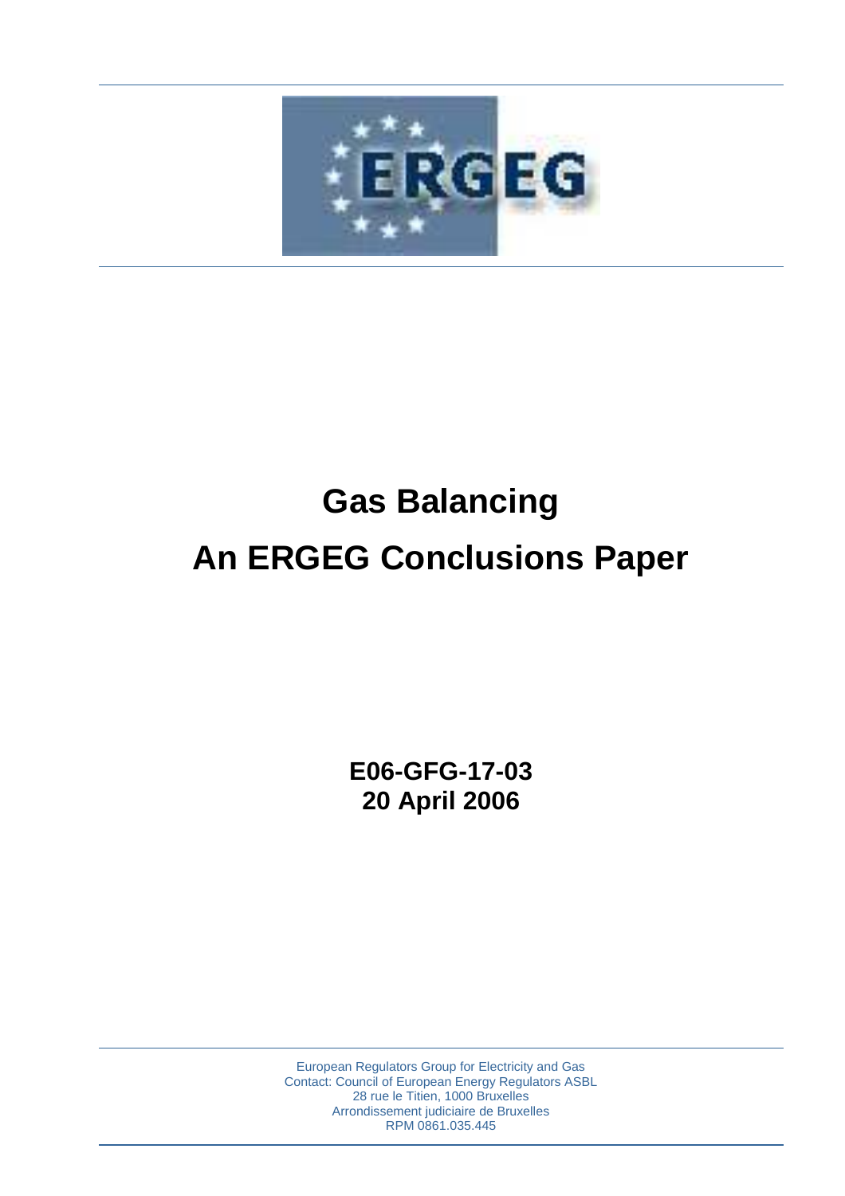# Gas Balancing

# An ERGEG Conclusions Paper

**E06-GFG-17-03**
**20 April 2006**

European Regulators Group for Electricity and Gas
Contact: Council of European Energy Regulators ASBL
28 rue le Titien, 1000 Bruxelles
Arrondissement judiciaire de Bruxelles
RPM 0861.035.445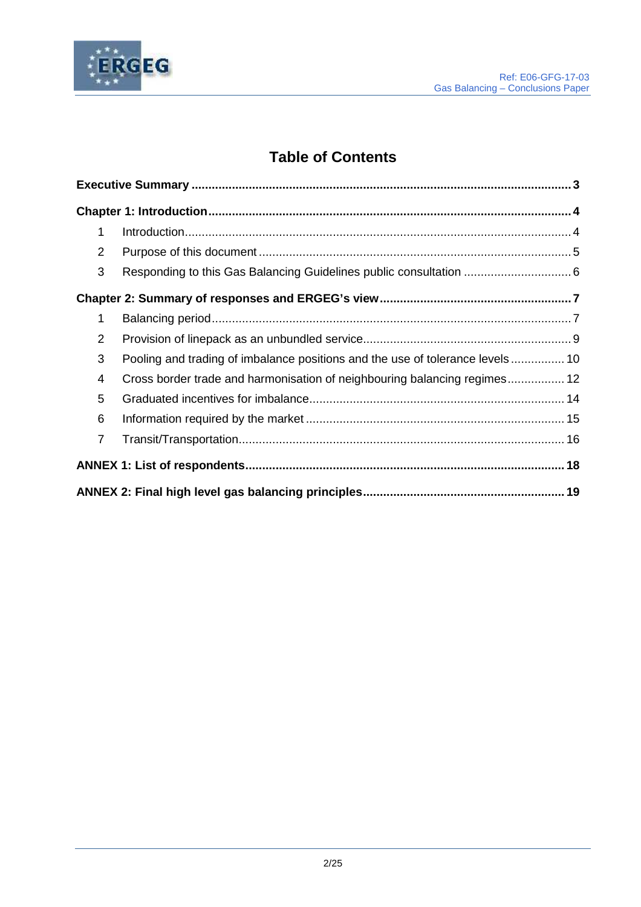# Table of Contents

**Executive Summary** ........................................................ **3**

**Chapter 1: Introduction** ........................................................ **4**

1 Introduction ........................................................ 4

2 Purpose of this document ........................................................ 5

3 Responding to this Gas Balancing Guidelines public consultation ........................................................ 6

**Chapter 2: Summary of responses and ERGEG's view** ........................................................ **7**

1 Balancing period ........................................................ 7

2 Provision of linepack as an unbundled service ........................................................ 9

3 Pooling and trading of imbalance positions and the use of tolerance levels ........................................................ 10

4 Cross border trade and harmonisation of neighbouring balancing regimes ........................................................ 12

5 Graduated incentives for imbalance ........................................................ 14

6 Information required by the market ........................................................ 15

7 Transit/Transportation ........................................................ 16

**ANNEX 1: List of respondents** ........................................................ **18**

**ANNEX 2: Final high level gas balancing principles** ........................................................ **19**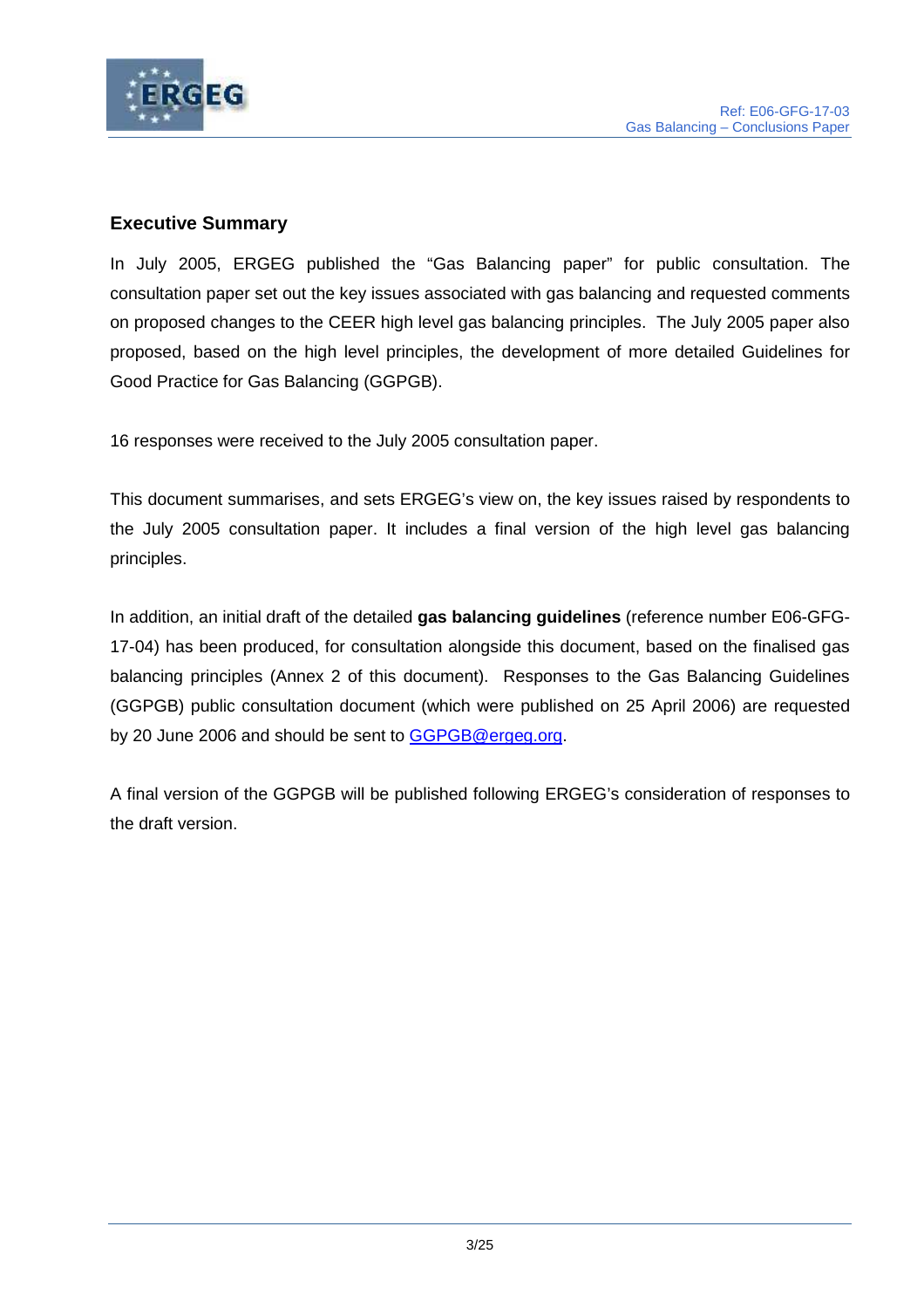## Executive Summary

In July 2005, ERGEG published the "Gas Balancing paper" for public consultation. The consultation paper set out the key issues associated with gas balancing and requested comments on proposed changes to the CEER high level gas balancing principles. The July 2005 paper also proposed, based on the high level principles, the development of more detailed Guidelines for Good Practice for Gas Balancing (GGPGB).

16 responses were received to the July 2005 consultation paper.

This document summarises, and sets ERGEG's view on, the key issues raised by respondents to the July 2005 consultation paper. It includes a final version of the high level gas balancing principles.

In addition, an initial draft of the detailed **gas balancing guidelines** (reference number E06-GFG-17-04) has been produced, for consultation alongside this document, based on the finalised gas balancing principles (Annex 2 of this document). Responses to the Gas Balancing Guidelines (GGPGB) public consultation document (which were published on 25 April 2006) are requested by 20 June 2006 and should be sent to GGPGB@ergeg.org.

A final version of the GGPGB will be published following ERGEG's consideration of responses to the draft version.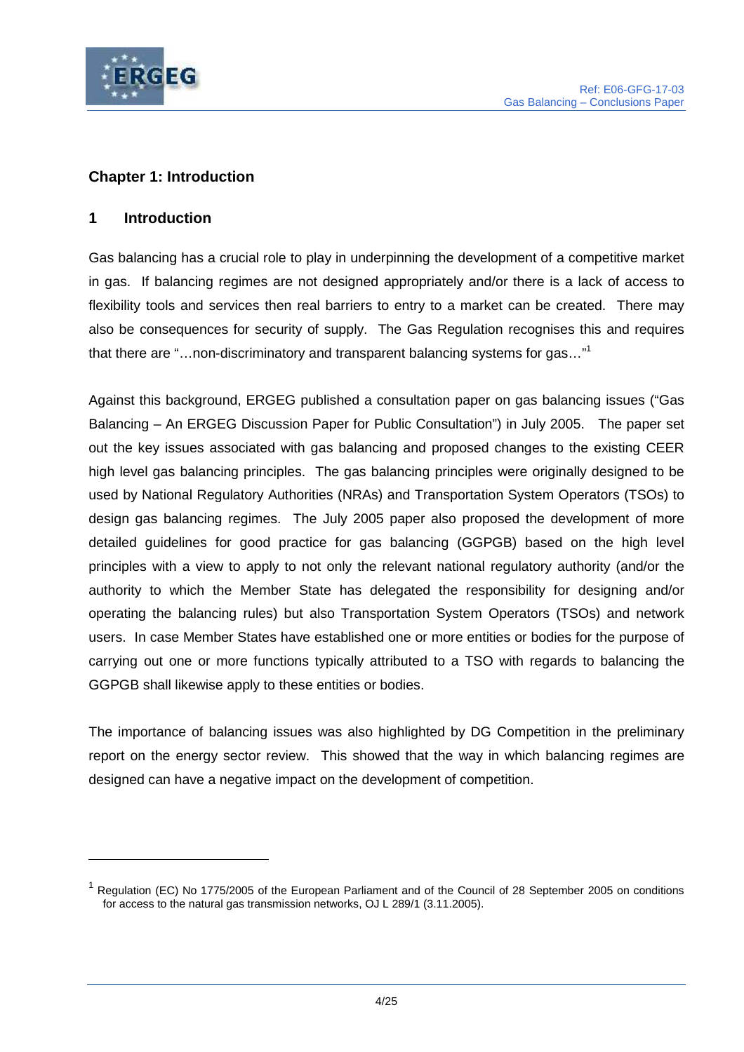## Chapter 1: Introduction

### 1 Introduction

Gas balancing has a crucial role to play in underpinning the development of a competitive market in gas. If balancing regimes are not designed appropriately and/or there is a lack of access to flexibility tools and services then real barriers to entry to a market can be created. There may also be consequences for security of supply. The Gas Regulation recognises this and requires that there are "…non-discriminatory and transparent balancing systems for gas…"[1]

Against this background, ERGEG published a consultation paper on gas balancing issues ("Gas Balancing – An ERGEG Discussion Paper for Public Consultation") in July 2005. The paper set out the key issues associated with gas balancing and proposed changes to the existing CEER high level gas balancing principles. The gas balancing principles were originally designed to be used by National Regulatory Authorities (NRAs) and Transportation System Operators (TSOs) to design gas balancing regimes. The July 2005 paper also proposed the development of more detailed guidelines for good practice for gas balancing (GGPGB) based on the high level principles with a view to apply to not only the relevant national regulatory authority (and/or the authority to which the Member State has delegated the responsibility for designing and/or operating the balancing rules) but also Transportation System Operators (TSOs) and network users. In case Member States have established one or more entities or bodies for the purpose of carrying out one or more functions typically attributed to a TSO with regards to balancing the GGPGB shall likewise apply to these entities or bodies.

The importance of balancing issues was also highlighted by DG Competition in the preliminary report on the energy sector review. This showed that the way in which balancing regimes are designed can have a negative impact on the development of competition.

---

[1] Regulation (EC) No 1775/2005 of the European Parliament and of the Council of 28 September 2005 on conditions for access to the natural gas transmission networks, OJ L 289/1 (3.11.2005).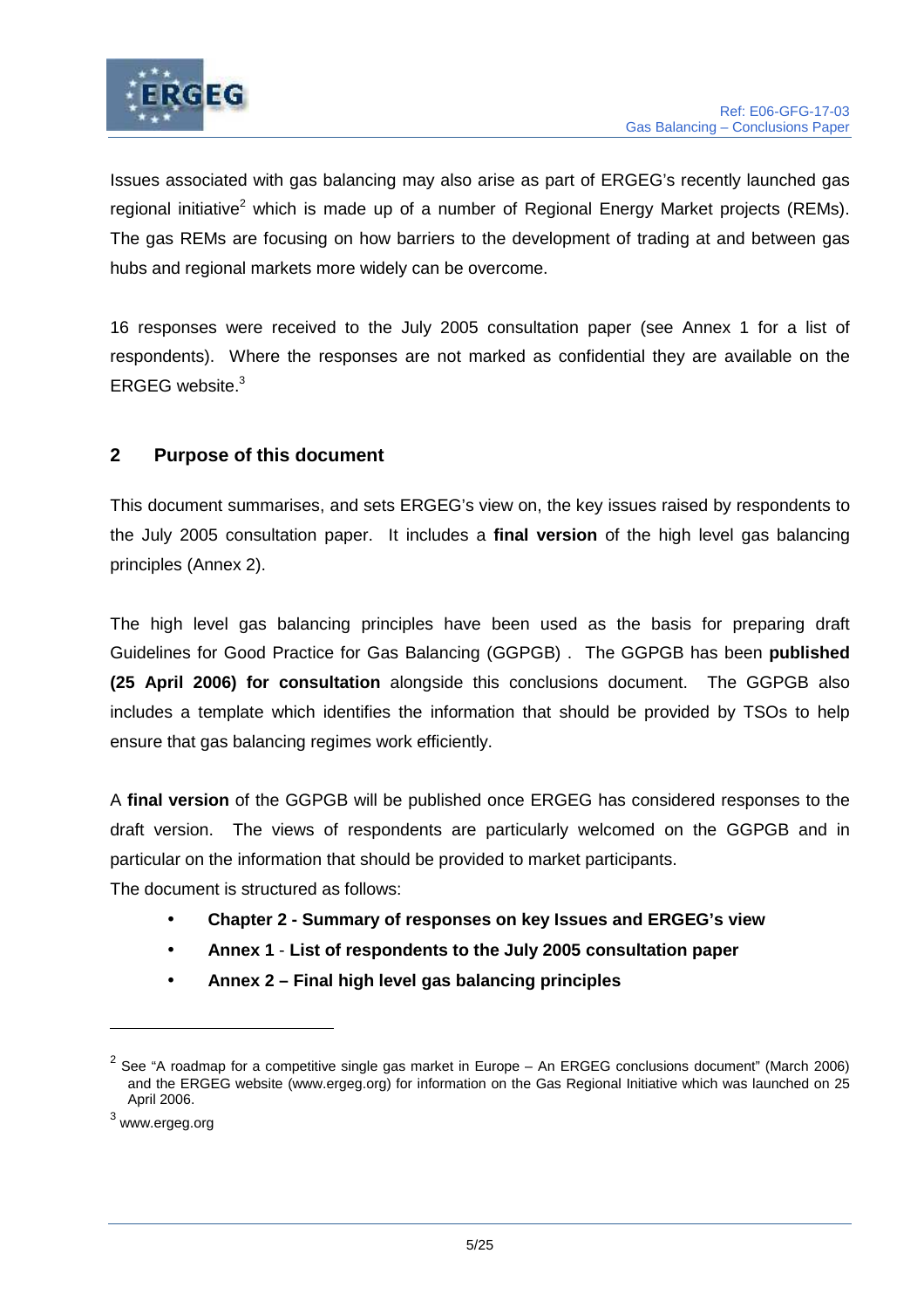Issues associated with gas balancing may also arise as part of ERGEG's recently launched gas regional initiative[2] which is made up of a number of Regional Energy Market projects (REMs). The gas REMs are focusing on how barriers to the development of trading at and between gas hubs and regional markets more widely can be overcome.

16 responses were received to the July 2005 consultation paper (see Annex 1 for a list of respondents). Where the responses are not marked as confidential they are available on the ERGEG website.[3]

## 2 Purpose of this document

This document summarises, and sets ERGEG's view on, the key issues raised by respondents to the July 2005 consultation paper. It includes a **final version** of the high level gas balancing principles (Annex 2).

The high level gas balancing principles have been used as the basis for preparing draft Guidelines for Good Practice for Gas Balancing (GGPGB) . The GGPGB has been **published (25 April 2006) for consultation** alongside this conclusions document. The GGPGB also includes a template which identifies the information that should be provided by TSOs to help ensure that gas balancing regimes work efficiently.

A **final version** of the GGPGB will be published once ERGEG has considered responses to the draft version. The views of respondents are particularly welcomed on the GGPGB and in particular on the information that should be provided to market participants.

The document is structured as follows:

- **Chapter 2 - Summary of responses on key Issues and ERGEG's view**
- **Annex 1** - **List of respondents to the July 2005 consultation paper**
- **Annex 2 – Final high level gas balancing principles**

---

[2] See "A roadmap for a competitive single gas market in Europe – An ERGEG conclusions document" (March 2006) and the ERGEG website (www.ergeg.org) for information on the Gas Regional Initiative which was launched on 25 April 2006.

[3] www.ergeg.org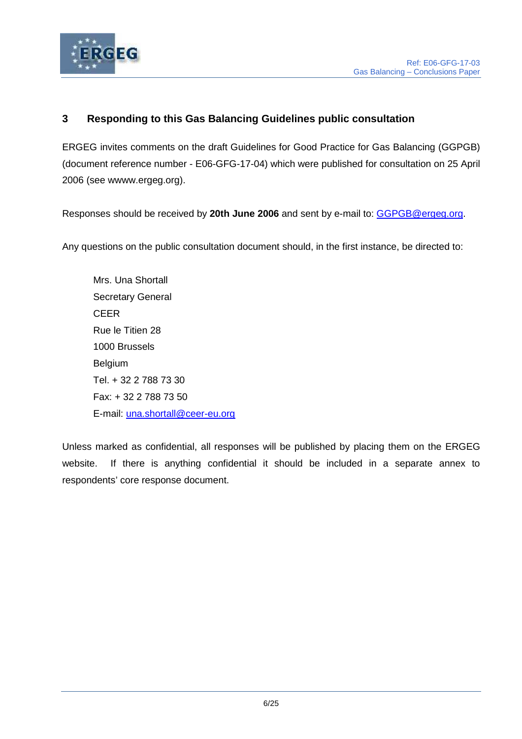## 3 Responding to this Gas Balancing Guidelines public consultation

ERGEG invites comments on the draft Guidelines for Good Practice for Gas Balancing (GGPGB) (document reference number - E06-GFG-17-04) which were published for consultation on 25 April 2006 (see wwww.ergeg.org).

Responses should be received by **20th June 2006** and sent by e-mail to: GGPGB@ergeg.org.

Any questions on the public consultation document should, in the first instance, be directed to:

Mrs. Una Shortall
Secretary General
CEER
Rue le Titien 28
1000 Brussels
Belgium
Tel. + 32 2 788 73 30
Fax: + 32 2 788 73 50
E-mail: una.shortall@ceer-eu.org

Unless marked as confidential, all responses will be published by placing them on the ERGEG website. If there is anything confidential it should be included in a separate annex to respondents' core response document.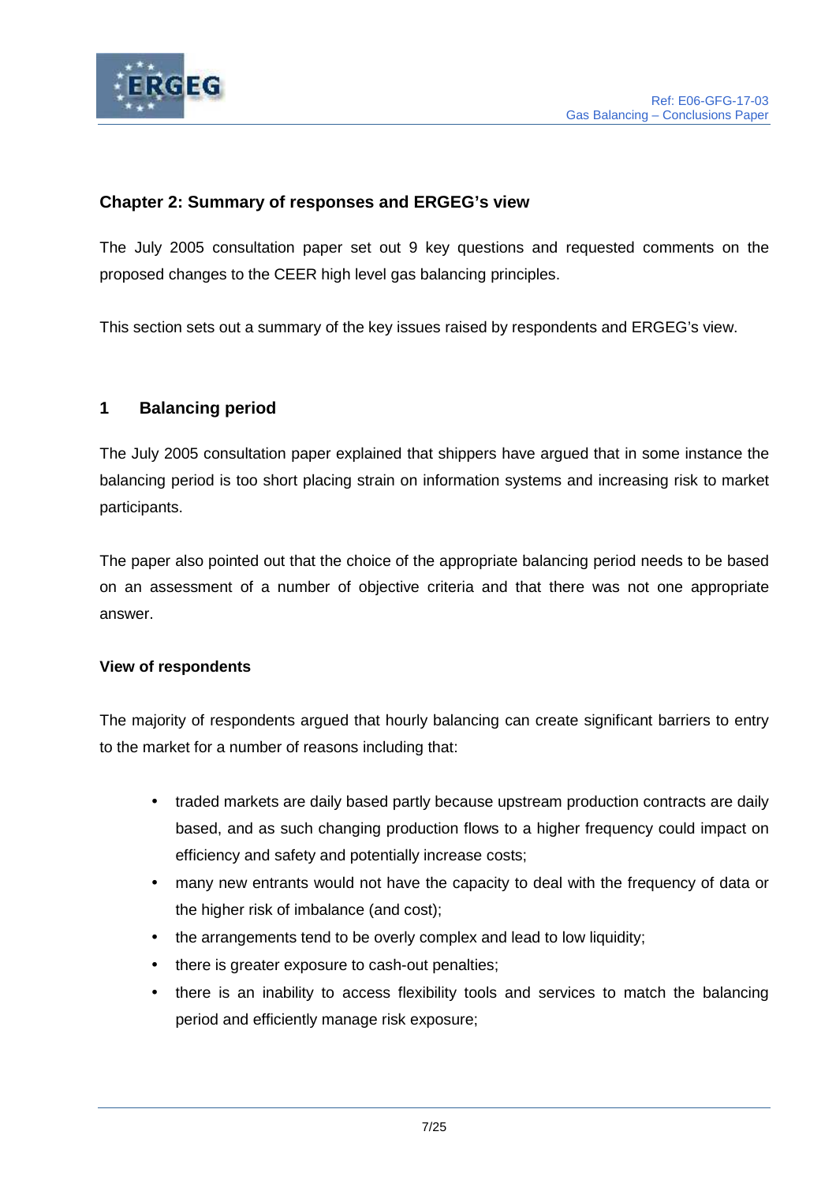## Chapter 2: Summary of responses and ERGEG's view

The July 2005 consultation paper set out 9 key questions and requested comments on the proposed changes to the CEER high level gas balancing principles.

This section sets out a summary of the key issues raised by respondents and ERGEG's view.

### 1 Balancing period

The July 2005 consultation paper explained that shippers have argued that in some instance the balancing period is too short placing strain on information systems and increasing risk to market participants.

The paper also pointed out that the choice of the appropriate balancing period needs to be based on an assessment of a number of objective criteria and that there was not one appropriate answer.

**View of respondents**

The majority of respondents argued that hourly balancing can create significant barriers to entry to the market for a number of reasons including that:

- traded markets are daily based partly because upstream production contracts are daily based, and as such changing production flows to a higher frequency could impact on efficiency and safety and potentially increase costs;
- many new entrants would not have the capacity to deal with the frequency of data or the higher risk of imbalance (and cost);
- the arrangements tend to be overly complex and lead to low liquidity;
- there is greater exposure to cash-out penalties;
- there is an inability to access flexibility tools and services to match the balancing period and efficiently manage risk exposure;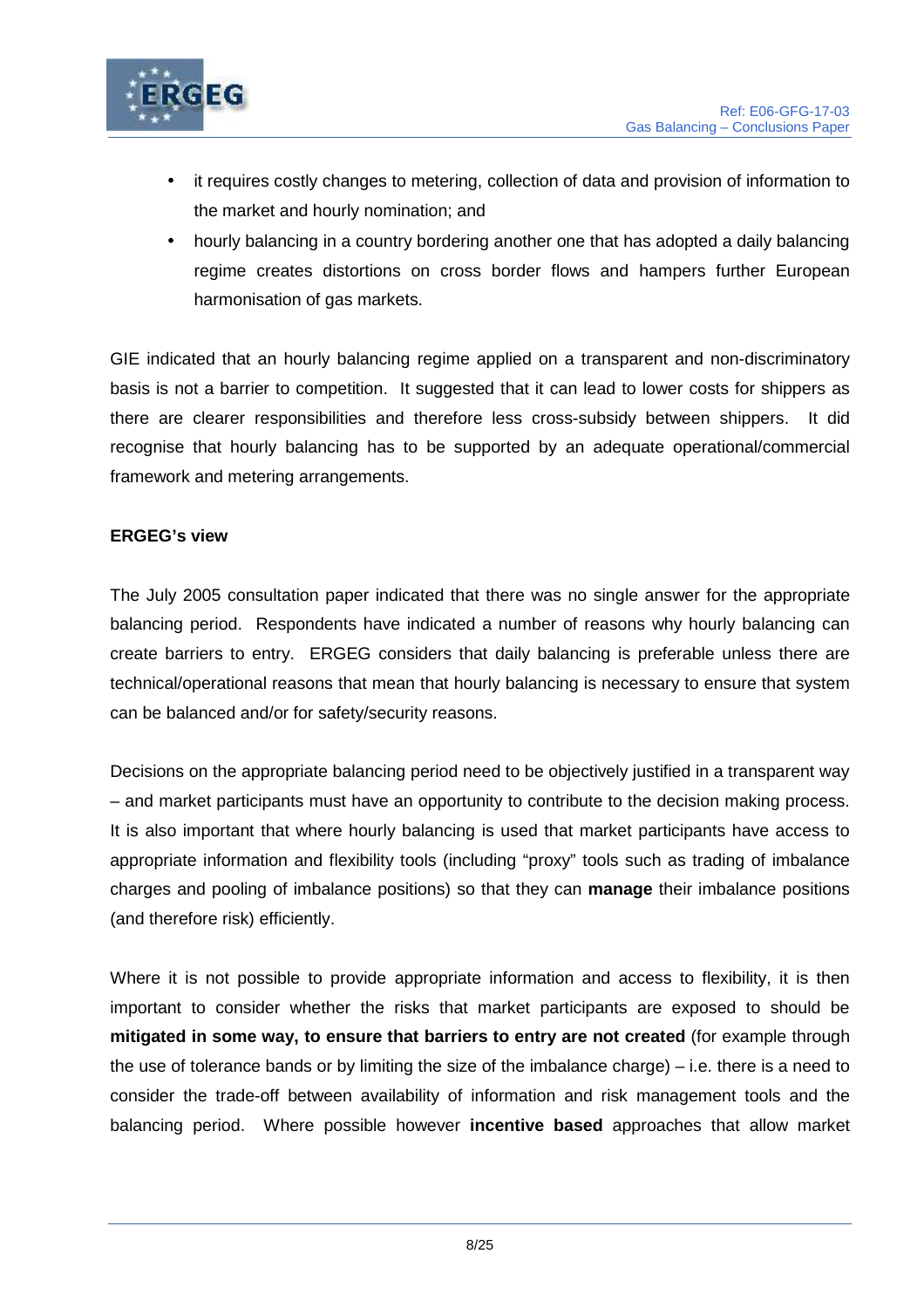- it requires costly changes to metering, collection of data and provision of information to the market and hourly nomination; and
- hourly balancing in a country bordering another one that has adopted a daily balancing regime creates distortions on cross border flows and hampers further European harmonisation of gas markets.

GIE indicated that an hourly balancing regime applied on a transparent and non-discriminatory basis is not a barrier to competition. It suggested that it can lead to lower costs for shippers as there are clearer responsibilities and therefore less cross-subsidy between shippers. It did recognise that hourly balancing has to be supported by an adequate operational/commercial framework and metering arrangements.

**ERGEG's view**

The July 2005 consultation paper indicated that there was no single answer for the appropriate balancing period. Respondents have indicated a number of reasons why hourly balancing can create barriers to entry. ERGEG considers that daily balancing is preferable unless there are technical/operational reasons that mean that hourly balancing is necessary to ensure that system can be balanced and/or for safety/security reasons.

Decisions on the appropriate balancing period need to be objectively justified in a transparent way – and market participants must have an opportunity to contribute to the decision making process. It is also important that where hourly balancing is used that market participants have access to appropriate information and flexibility tools (including "proxy" tools such as trading of imbalance charges and pooling of imbalance positions) so that they can **manage** their imbalance positions (and therefore risk) efficiently.

Where it is not possible to provide appropriate information and access to flexibility, it is then important to consider whether the risks that market participants are exposed to should be **mitigated in some way, to ensure that barriers to entry are not created** (for example through the use of tolerance bands or by limiting the size of the imbalance charge) – i.e. there is a need to consider the trade-off between availability of information and risk management tools and the balancing period. Where possible however **incentive based** approaches that allow market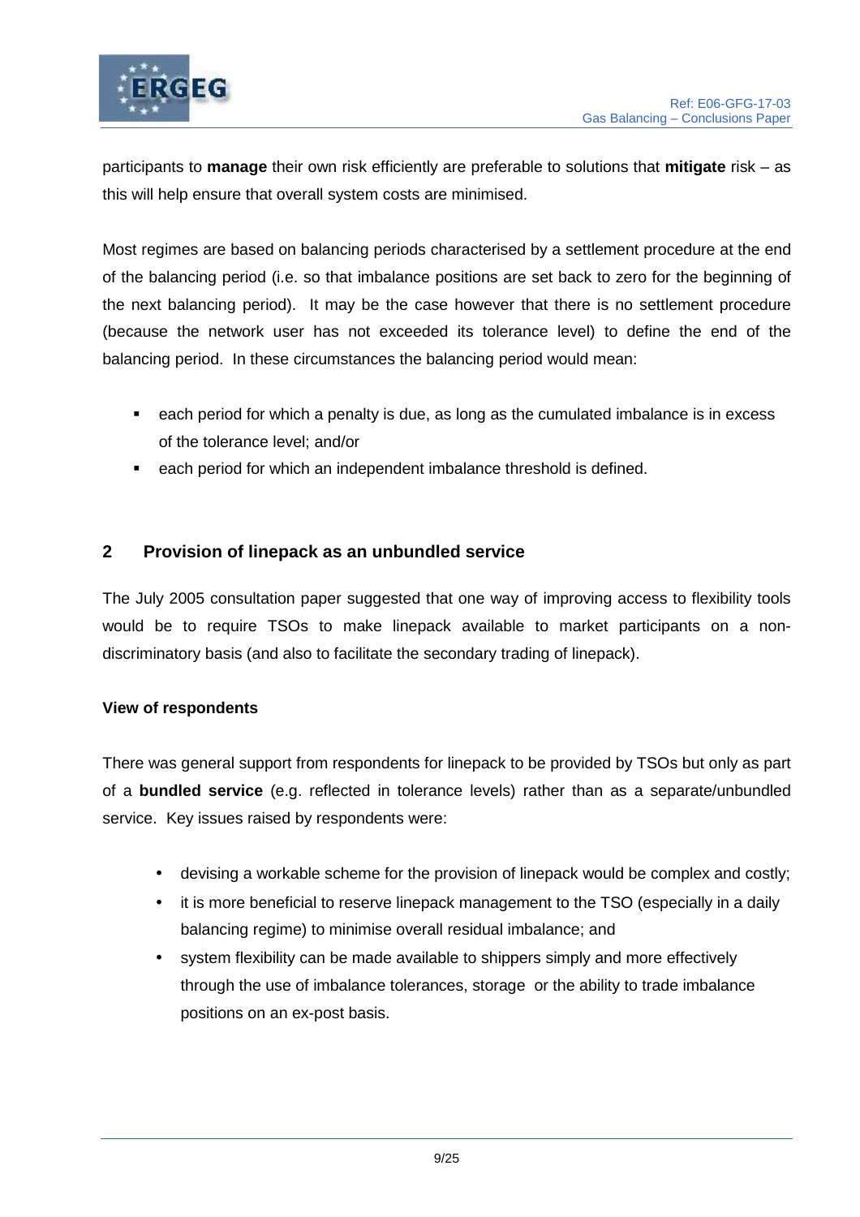participants to **manage** their own risk efficiently are preferable to solutions that **mitigate** risk – as this will help ensure that overall system costs are minimised.

Most regimes are based on balancing periods characterised by a settlement procedure at the end of the balancing period (i.e. so that imbalance positions are set back to zero for the beginning of the next balancing period). It may be the case however that there is no settlement procedure (because the network user has not exceeded its tolerance level) to define the end of the balancing period. In these circumstances the balancing period would mean:

- each period for which a penalty is due, as long as the cumulated imbalance is in excess of the tolerance level; and/or
- each period for which an independent imbalance threshold is defined.

## 2 Provision of linepack as an unbundled service

The July 2005 consultation paper suggested that one way of improving access to flexibility tools would be to require TSOs to make linepack available to market participants on a non-discriminatory basis (and also to facilitate the secondary trading of linepack).

**View of respondents**

There was general support from respondents for linepack to be provided by TSOs but only as part of a **bundled service** (e.g. reflected in tolerance levels) rather than as a separate/unbundled service. Key issues raised by respondents were:

- devising a workable scheme for the provision of linepack would be complex and costly;
- it is more beneficial to reserve linepack management to the TSO (especially in a daily balancing regime) to minimise overall residual imbalance; and
- system flexibility can be made available to shippers simply and more effectively through the use of imbalance tolerances, storage or the ability to trade imbalance positions on an ex-post basis.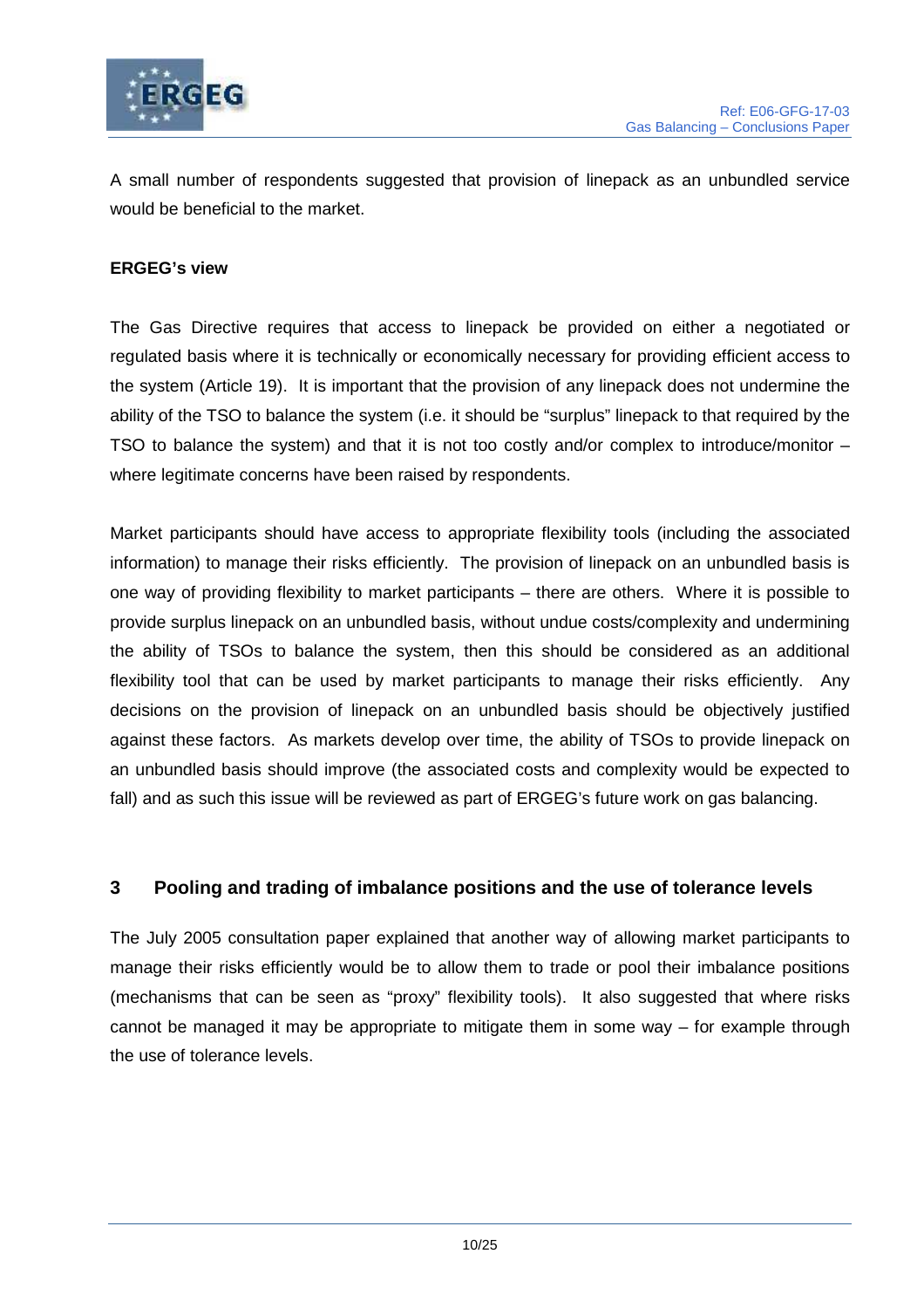A small number of respondents suggested that provision of linepack as an unbundled service would be beneficial to the market.

**ERGEG's view**

The Gas Directive requires that access to linepack be provided on either a negotiated or regulated basis where it is technically or economically necessary for providing efficient access to the system (Article 19). It is important that the provision of any linepack does not undermine the ability of the TSO to balance the system (i.e. it should be "surplus" linepack to that required by the TSO to balance the system) and that it is not too costly and/or complex to introduce/monitor – where legitimate concerns have been raised by respondents.

Market participants should have access to appropriate flexibility tools (including the associated information) to manage their risks efficiently. The provision of linepack on an unbundled basis is one way of providing flexibility to market participants – there are others. Where it is possible to provide surplus linepack on an unbundled basis, without undue costs/complexity and undermining the ability of TSOs to balance the system, then this should be considered as an additional flexibility tool that can be used by market participants to manage their risks efficiently. Any decisions on the provision of linepack on an unbundled basis should be objectively justified against these factors. As markets develop over time, the ability of TSOs to provide linepack on an unbundled basis should improve (the associated costs and complexity would be expected to fall) and as such this issue will be reviewed as part of ERGEG's future work on gas balancing.

## 3 Pooling and trading of imbalance positions and the use of tolerance levels

The July 2005 consultation paper explained that another way of allowing market participants to manage their risks efficiently would be to allow them to trade or pool their imbalance positions (mechanisms that can be seen as "proxy" flexibility tools). It also suggested that where risks cannot be managed it may be appropriate to mitigate them in some way – for example through the use of tolerance levels.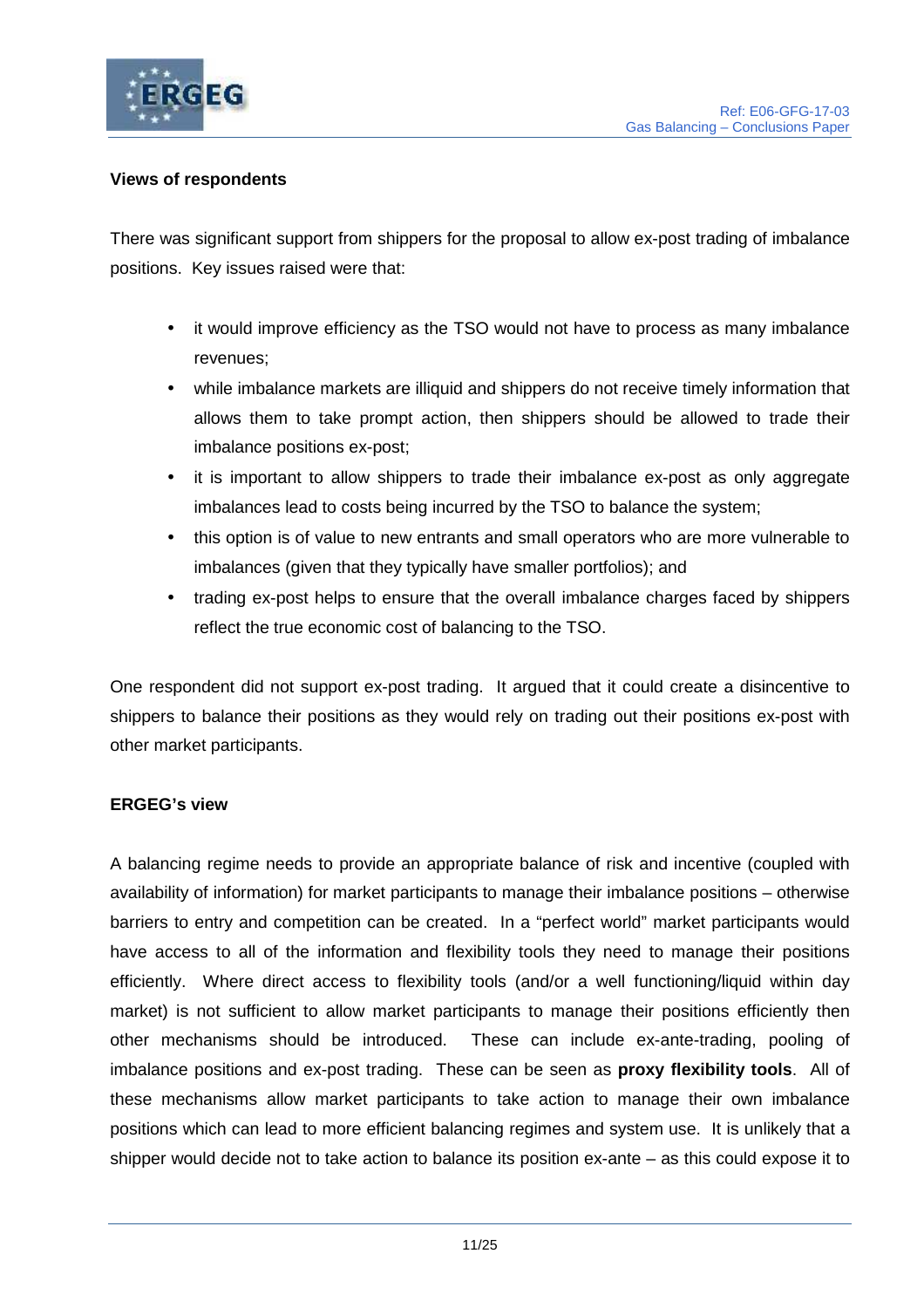**Views of respondents**

There was significant support from shippers for the proposal to allow ex-post trading of imbalance positions. Key issues raised were that:

- it would improve efficiency as the TSO would not have to process as many imbalance revenues;
- while imbalance markets are illiquid and shippers do not receive timely information that allows them to take prompt action, then shippers should be allowed to trade their imbalance positions ex-post;
- it is important to allow shippers to trade their imbalance ex-post as only aggregate imbalances lead to costs being incurred by the TSO to balance the system;
- this option is of value to new entrants and small operators who are more vulnerable to imbalances (given that they typically have smaller portfolios); and
- trading ex-post helps to ensure that the overall imbalance charges faced by shippers reflect the true economic cost of balancing to the TSO.

One respondent did not support ex-post trading. It argued that it could create a disincentive to shippers to balance their positions as they would rely on trading out their positions ex-post with other market participants.

**ERGEG's view**

A balancing regime needs to provide an appropriate balance of risk and incentive (coupled with availability of information) for market participants to manage their imbalance positions – otherwise barriers to entry and competition can be created. In a "perfect world" market participants would have access to all of the information and flexibility tools they need to manage their positions efficiently. Where direct access to flexibility tools (and/or a well functioning/liquid within day market) is not sufficient to allow market participants to manage their positions efficiently then other mechanisms should be introduced. These can include ex-ante-trading, pooling of imbalance positions and ex-post trading. These can be seen as **proxy flexibility tools**. All of these mechanisms allow market participants to take action to manage their own imbalance positions which can lead to more efficient balancing regimes and system use. It is unlikely that a shipper would decide not to take action to balance its position ex-ante – as this could expose it to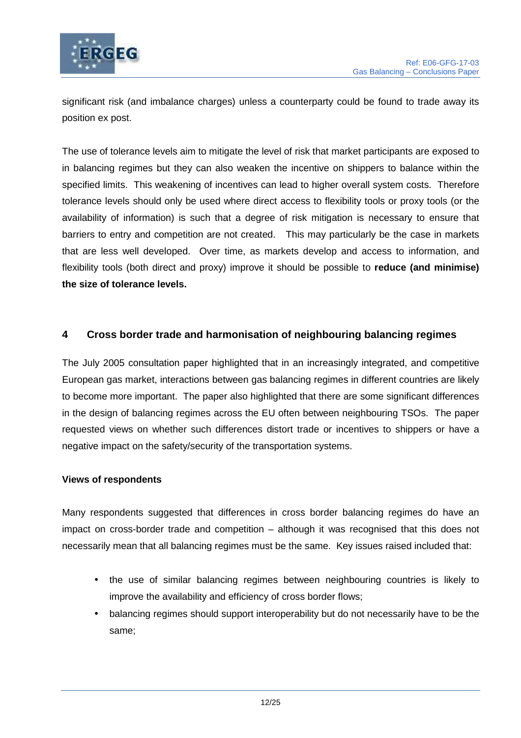significant risk (and imbalance charges) unless a counterparty could be found to trade away its position ex post.

The use of tolerance levels aim to mitigate the level of risk that market participants are exposed to in balancing regimes but they can also weaken the incentive on shippers to balance within the specified limits. This weakening of incentives can lead to higher overall system costs. Therefore tolerance levels should only be used where direct access to flexibility tools or proxy tools (or the availability of information) is such that a degree of risk mitigation is necessary to ensure that barriers to entry and competition are not created. This may particularly be the case in markets that are less well developed. Over time, as markets develop and access to information, and flexibility tools (both direct and proxy) improve it should be possible to **reduce (and minimise) the size of tolerance levels.**

## 4 Cross border trade and harmonisation of neighbouring balancing regimes

The July 2005 consultation paper highlighted that in an increasingly integrated, and competitive European gas market, interactions between gas balancing regimes in different countries are likely to become more important. The paper also highlighted that there are some significant differences in the design of balancing regimes across the EU often between neighbouring TSOs. The paper requested views on whether such differences distort trade or incentives to shippers or have a negative impact on the safety/security of the transportation systems.

**Views of respondents**

Many respondents suggested that differences in cross border balancing regimes do have an impact on cross-border trade and competition – although it was recognised that this does not necessarily mean that all balancing regimes must be the same. Key issues raised included that:

- the use of similar balancing regimes between neighbouring countries is likely to improve the availability and efficiency of cross border flows;
- balancing regimes should support interoperability but do not necessarily have to be the same;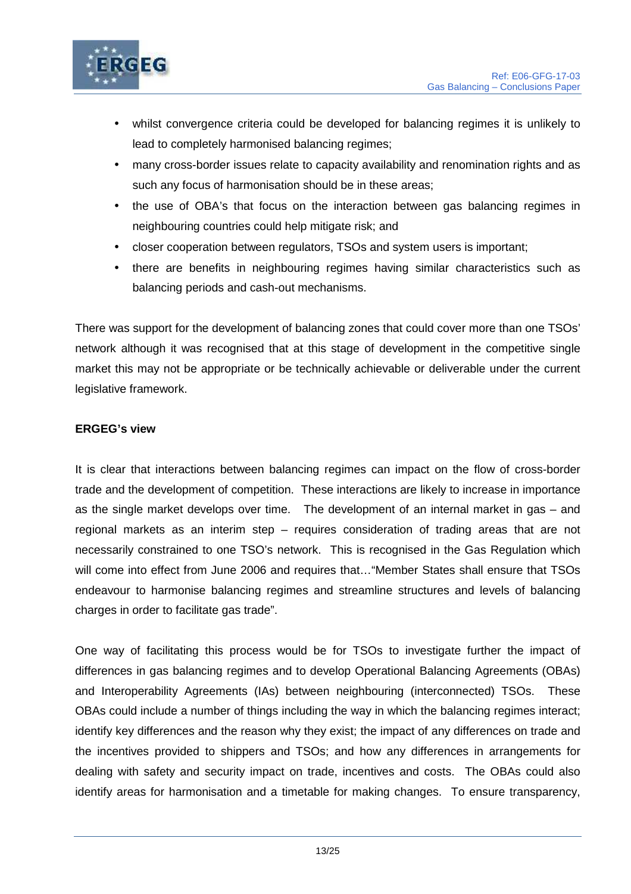- whilst convergence criteria could be developed for balancing regimes it is unlikely to lead to completely harmonised balancing regimes;
- many cross-border issues relate to capacity availability and renomination rights and as such any focus of harmonisation should be in these areas;
- the use of OBA's that focus on the interaction between gas balancing regimes in neighbouring countries could help mitigate risk; and
- closer cooperation between regulators, TSOs and system users is important;
- there are benefits in neighbouring regimes having similar characteristics such as balancing periods and cash-out mechanisms.

There was support for the development of balancing zones that could cover more than one TSOs' network although it was recognised that at this stage of development in the competitive single market this may not be appropriate or be technically achievable or deliverable under the current legislative framework.

**ERGEG's view**

It is clear that interactions between balancing regimes can impact on the flow of cross-border trade and the development of competition. These interactions are likely to increase in importance as the single market develops over time. The development of an internal market in gas – and regional markets as an interim step – requires consideration of trading areas that are not necessarily constrained to one TSO's network. This is recognised in the Gas Regulation which will come into effect from June 2006 and requires that…"Member States shall ensure that TSOs endeavour to harmonise balancing regimes and streamline structures and levels of balancing charges in order to facilitate gas trade".

One way of facilitating this process would be for TSOs to investigate further the impact of differences in gas balancing regimes and to develop Operational Balancing Agreements (OBAs) and Interoperability Agreements (IAs) between neighbouring (interconnected) TSOs. These OBAs could include a number of things including the way in which the balancing regimes interact; identify key differences and the reason why they exist; the impact of any differences on trade and the incentives provided to shippers and TSOs; and how any differences in arrangements for dealing with safety and security impact on trade, incentives and costs. The OBAs could also identify areas for harmonisation and a timetable for making changes. To ensure transparency,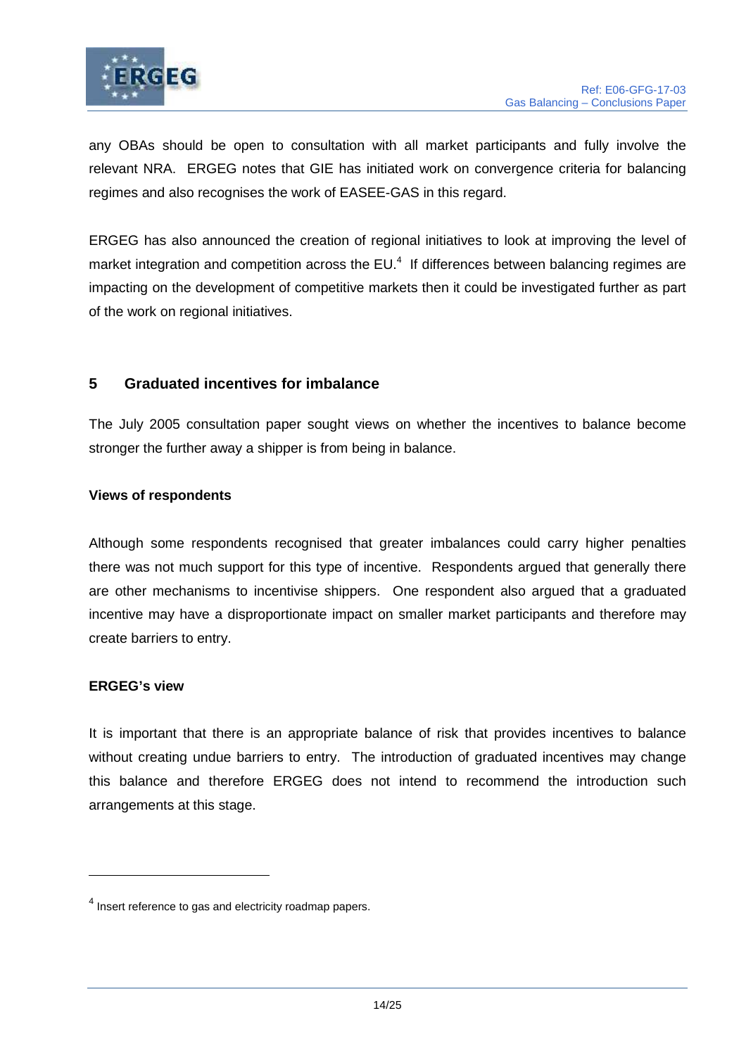any OBAs should be open to consultation with all market participants and fully involve the relevant NRA. ERGEG notes that GIE has initiated work on convergence criteria for balancing regimes and also recognises the work of EASEE-GAS in this regard.

ERGEG has also announced the creation of regional initiatives to look at improving the level of market integration and competition across the EU.[4] If differences between balancing regimes are impacting on the development of competitive markets then it could be investigated further as part of the work on regional initiatives.

## 5 Graduated incentives for imbalance

The July 2005 consultation paper sought views on whether the incentives to balance become stronger the further away a shipper is from being in balance.

**Views of respondents**

Although some respondents recognised that greater imbalances could carry higher penalties there was not much support for this type of incentive. Respondents argued that generally there are other mechanisms to incentivise shippers. One respondent also argued that a graduated incentive may have a disproportionate impact on smaller market participants and therefore may create barriers to entry.

**ERGEG's view**

It is important that there is an appropriate balance of risk that provides incentives to balance without creating undue barriers to entry. The introduction of graduated incentives may change this balance and therefore ERGEG does not intend to recommend the introduction such arrangements at this stage.

---

[4] Insert reference to gas and electricity roadmap papers.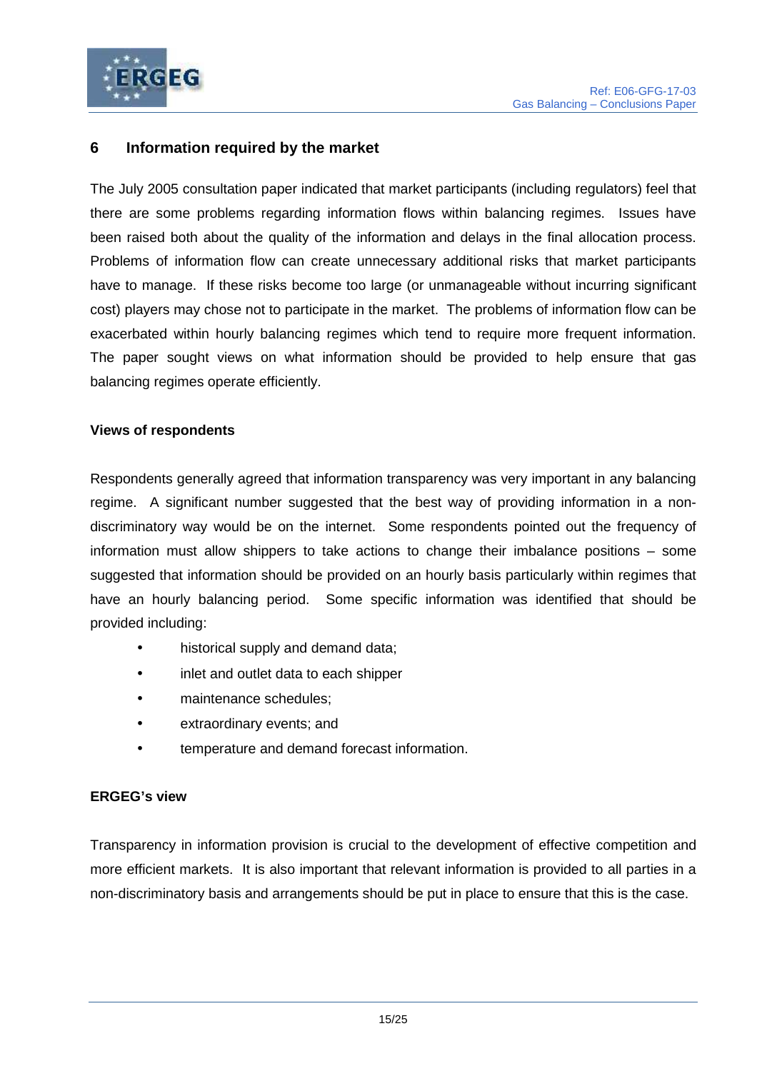## 6 Information required by the market

The July 2005 consultation paper indicated that market participants (including regulators) feel that there are some problems regarding information flows within balancing regimes. Issues have been raised both about the quality of the information and delays in the final allocation process. Problems of information flow can create unnecessary additional risks that market participants have to manage. If these risks become too large (or unmanageable without incurring significant cost) players may chose not to participate in the market. The problems of information flow can be exacerbated within hourly balancing regimes which tend to require more frequent information. The paper sought views on what information should be provided to help ensure that gas balancing regimes operate efficiently.

**Views of respondents**

Respondents generally agreed that information transparency was very important in any balancing regime. A significant number suggested that the best way of providing information in a non-discriminatory way would be on the internet. Some respondents pointed out the frequency of information must allow shippers to take actions to change their imbalance positions – some suggested that information should be provided on an hourly basis particularly within regimes that have an hourly balancing period. Some specific information was identified that should be provided including:

- historical supply and demand data;
- inlet and outlet data to each shipper
- maintenance schedules;
- extraordinary events; and
- temperature and demand forecast information.

**ERGEG's view**

Transparency in information provision is crucial to the development of effective competition and more efficient markets. It is also important that relevant information is provided to all parties in a non-discriminatory basis and arrangements should be put in place to ensure that this is the case.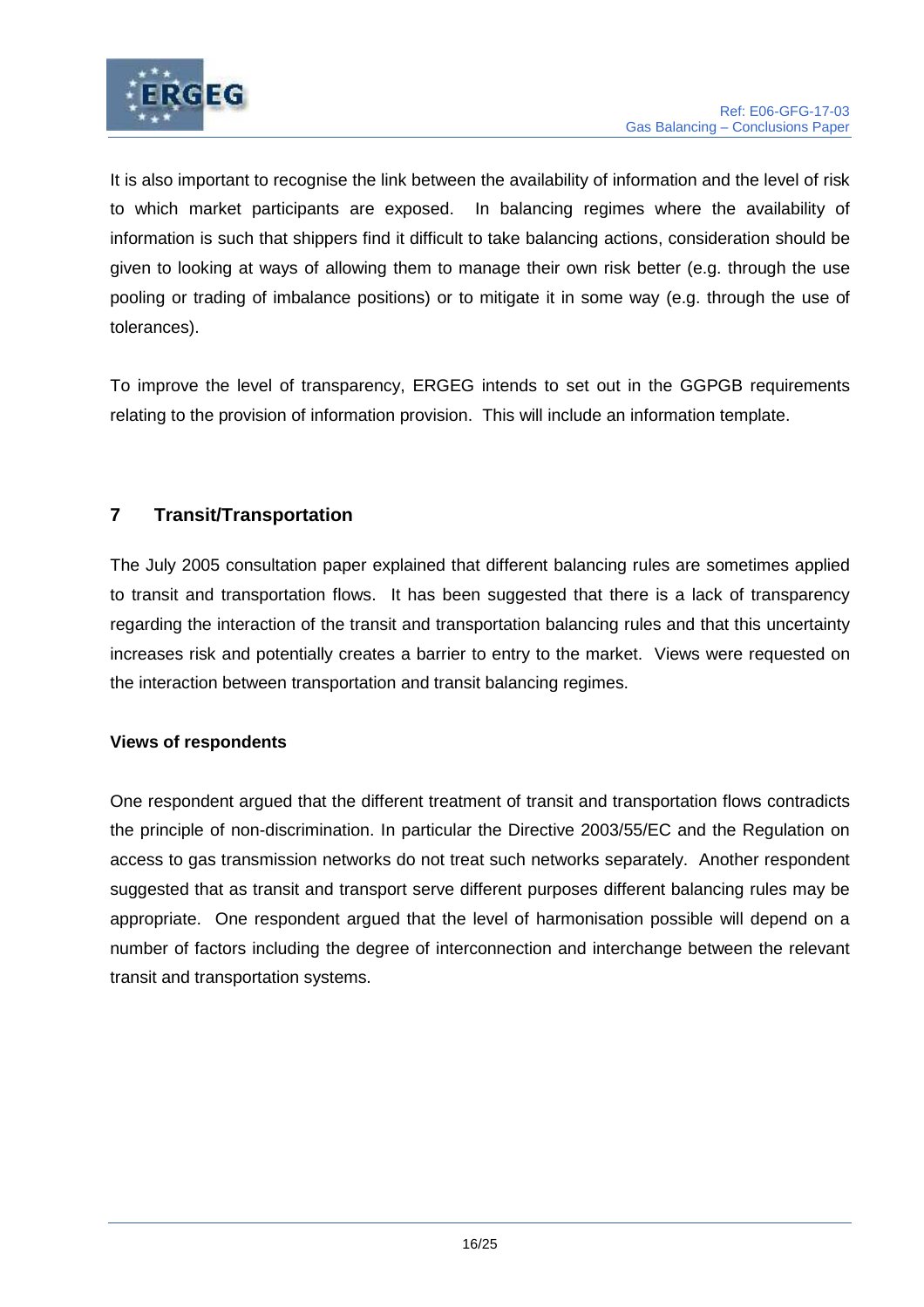It is also important to recognise the link between the availability of information and the level of risk to which market participants are exposed. In balancing regimes where the availability of information is such that shippers find it difficult to take balancing actions, consideration should be given to looking at ways of allowing them to manage their own risk better (e.g. through the use pooling or trading of imbalance positions) or to mitigate it in some way (e.g. through the use of tolerances).

To improve the level of transparency, ERGEG intends to set out in the GGPGB requirements relating to the provision of information provision. This will include an information template.

## 7 Transit/Transportation

The July 2005 consultation paper explained that different balancing rules are sometimes applied to transit and transportation flows. It has been suggested that there is a lack of transparency regarding the interaction of the transit and transportation balancing rules and that this uncertainty increases risk and potentially creates a barrier to entry to the market. Views were requested on the interaction between transportation and transit balancing regimes.

**Views of respondents**

One respondent argued that the different treatment of transit and transportation flows contradicts the principle of non-discrimination. In particular the Directive 2003/55/EC and the Regulation on access to gas transmission networks do not treat such networks separately. Another respondent suggested that as transit and transport serve different purposes different balancing rules may be appropriate. One respondent argued that the level of harmonisation possible will depend on a number of factors including the degree of interconnection and interchange between the relevant transit and transportation systems.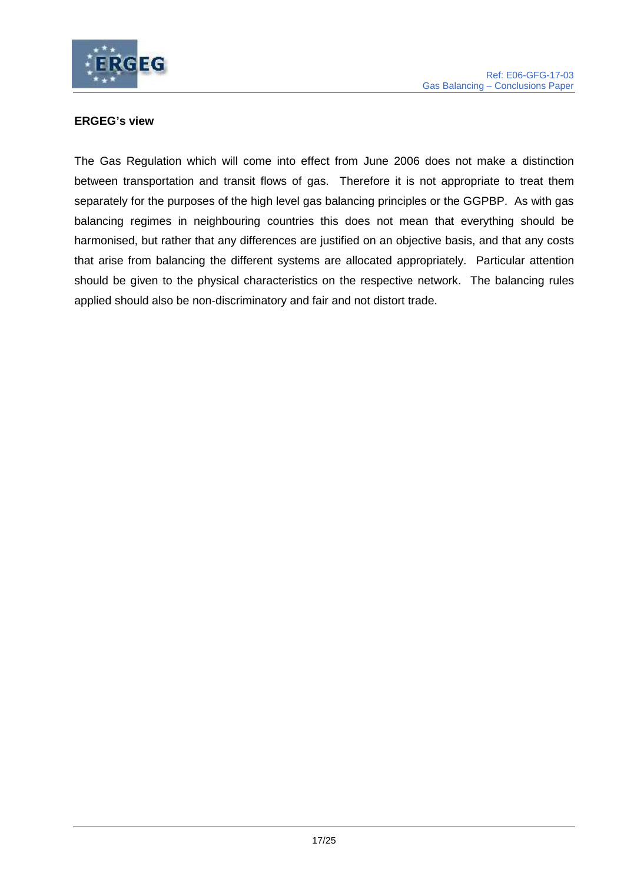**ERGEG's view**

The Gas Regulation which will come into effect from June 2006 does not make a distinction between transportation and transit flows of gas. Therefore it is not appropriate to treat them separately for the purposes of the high level gas balancing principles or the GGPBP. As with gas balancing regimes in neighbouring countries this does not mean that everything should be harmonised, but rather that any differences are justified on an objective basis, and that any costs that arise from balancing the different systems are allocated appropriately. Particular attention should be given to the physical characteristics on the respective network. The balancing rules applied should also be non-discriminatory and fair and not distort trade.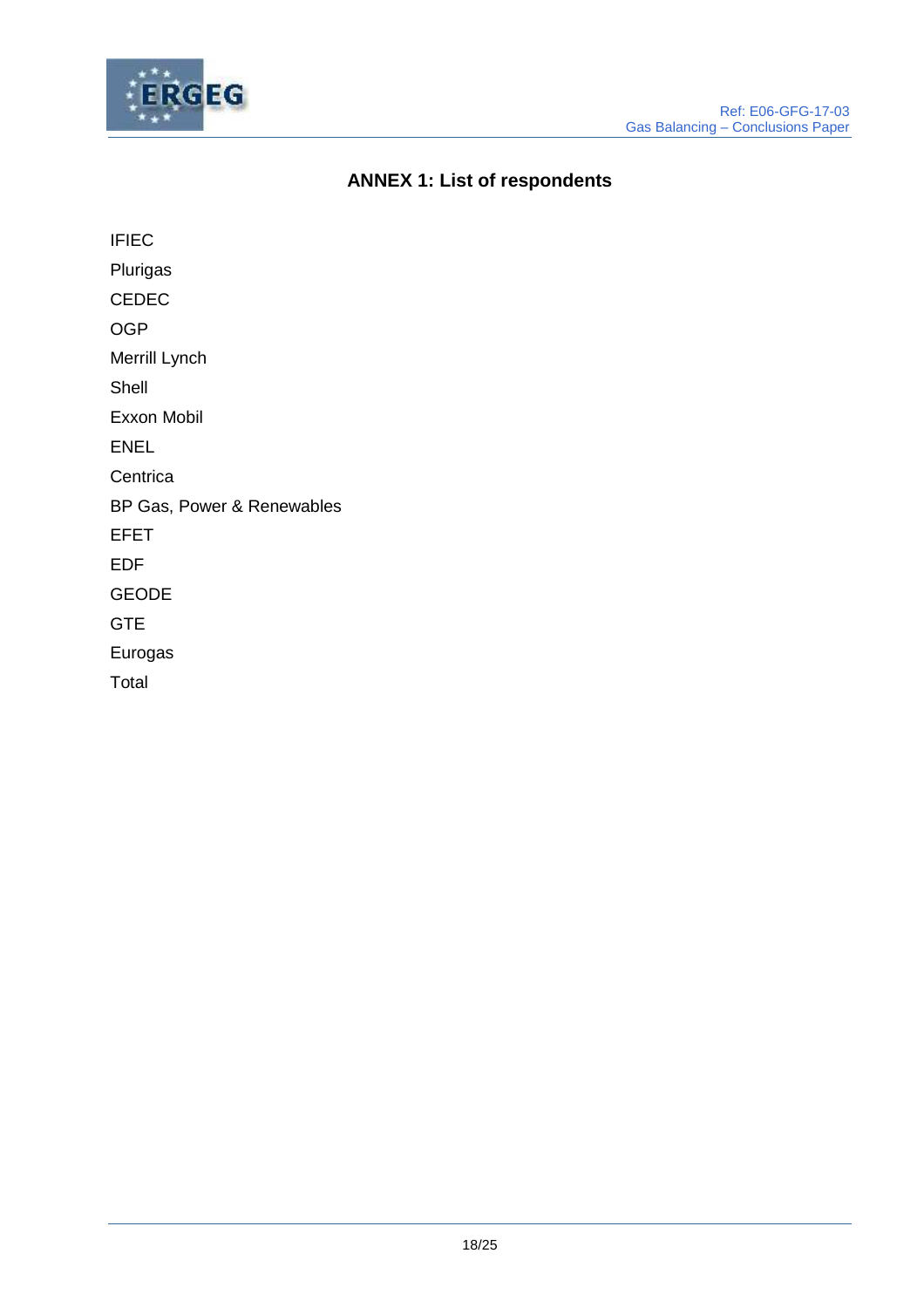## ANNEX 1: List of respondents

IFIEC

Plurigas

CEDEC

OGP

Merrill Lynch

Shell

Exxon Mobil

ENEL

Centrica

BP Gas, Power & Renewables

EFET

EDF

GEODE

GTE

Eurogas

Total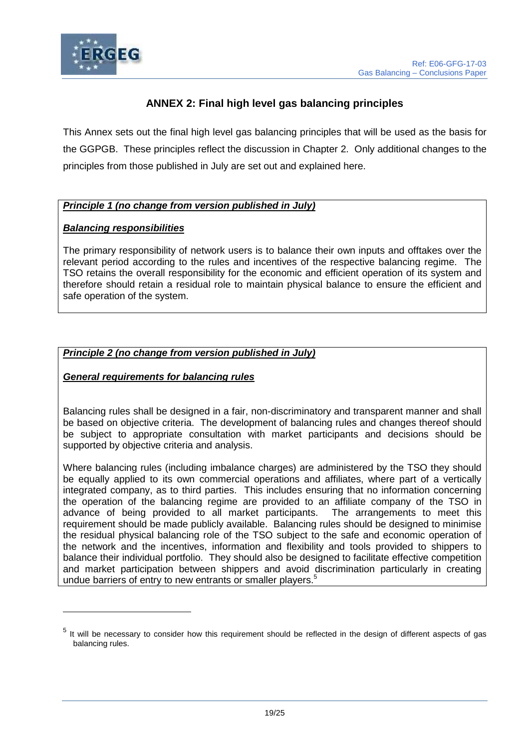## ANNEX 2: Final high level gas balancing principles

This Annex sets out the final high level gas balancing principles that will be used as the basis for the GGPGB. These principles reflect the discussion in Chapter 2. Only additional changes to the principles from those published in July are set out and explained here.

***Principle 1 (no change from version published in July)***

***Balancing responsibilities***

The primary responsibility of network users is to balance their own inputs and offtakes over the relevant period according to the rules and incentives of the respective balancing regime. The TSO retains the overall responsibility for the economic and efficient operation of its system and therefore should retain a residual role to maintain physical balance to ensure the efficient and safe operation of the system.

***Principle 2 (no change from version published in July)***

***General requirements for balancing rules***

Balancing rules shall be designed in a fair, non-discriminatory and transparent manner and shall be based on objective criteria. The development of balancing rules and changes thereof should be subject to appropriate consultation with market participants and decisions should be supported by objective criteria and analysis.

Where balancing rules (including imbalance charges) are administered by the TSO they should be equally applied to its own commercial operations and affiliates, where part of a vertically integrated company, as to third parties. This includes ensuring that no information concerning the operation of the balancing regime are provided to an affiliate company of the TSO in advance of being provided to all market participants. The arrangements to meet this requirement should be made publicly available. Balancing rules should be designed to minimise the residual physical balancing role of the TSO subject to the safe and economic operation of the network and the incentives, information and flexibility and tools provided to shippers to balance their individual portfolio. They should also be designed to facilitate effective competition and market participation between shippers and avoid discrimination particularly in creating undue barriers of entry to new entrants or smaller players.[5]

[5] It will be necessary to consider how this requirement should be reflected in the design of different aspects of gas balancing rules.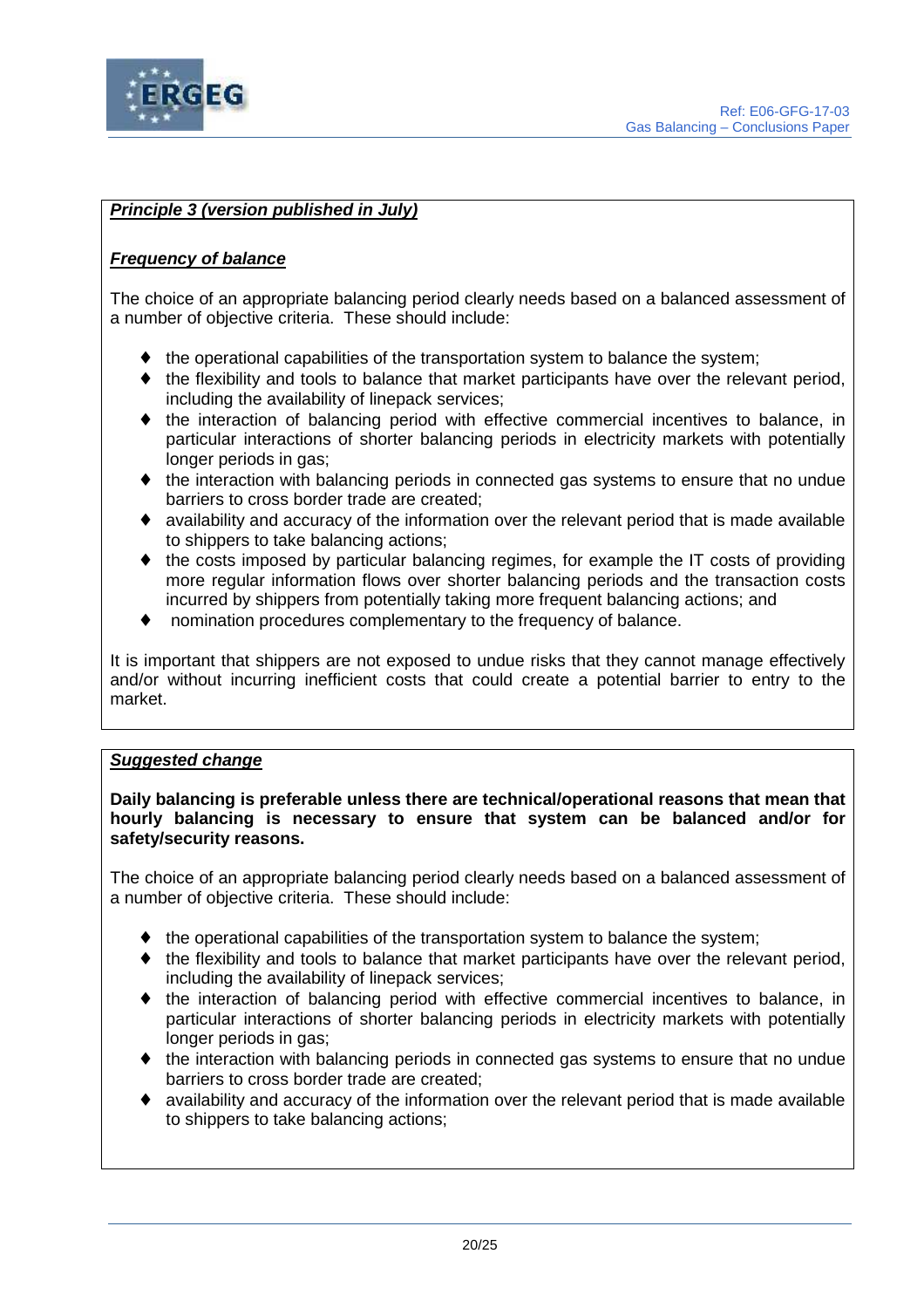***Principle 3 (version published in July)***

***Frequency of balance***

The choice of an appropriate balancing period clearly needs based on a balanced assessment of a number of objective criteria. These should include:

- the operational capabilities of the transportation system to balance the system;
- the flexibility and tools to balance that market participants have over the relevant period, including the availability of linepack services;
- the interaction of balancing period with effective commercial incentives to balance, in particular interactions of shorter balancing periods in electricity markets with potentially longer periods in gas;
- the interaction with balancing periods in connected gas systems to ensure that no undue barriers to cross border trade are created;
- availability and accuracy of the information over the relevant period that is made available to shippers to take balancing actions;
- the costs imposed by particular balancing regimes, for example the IT costs of providing more regular information flows over shorter balancing periods and the transaction costs incurred by shippers from potentially taking more frequent balancing actions; and
- nomination procedures complementary to the frequency of balance.

It is important that shippers are not exposed to undue risks that they cannot manage effectively and/or without incurring inefficient costs that could create a potential barrier to entry to the market.

***Suggested change***

**Daily balancing is preferable unless there are technical/operational reasons that mean that hourly balancing is necessary to ensure that system can be balanced and/or for safety/security reasons.**

The choice of an appropriate balancing period clearly needs based on a balanced assessment of a number of objective criteria. These should include:

- the operational capabilities of the transportation system to balance the system;
- the flexibility and tools to balance that market participants have over the relevant period, including the availability of linepack services;
- the interaction of balancing period with effective commercial incentives to balance, in particular interactions of shorter balancing periods in electricity markets with potentially longer periods in gas;
- the interaction with balancing periods in connected gas systems to ensure that no undue barriers to cross border trade are created;
- availability and accuracy of the information over the relevant period that is made available to shippers to take balancing actions;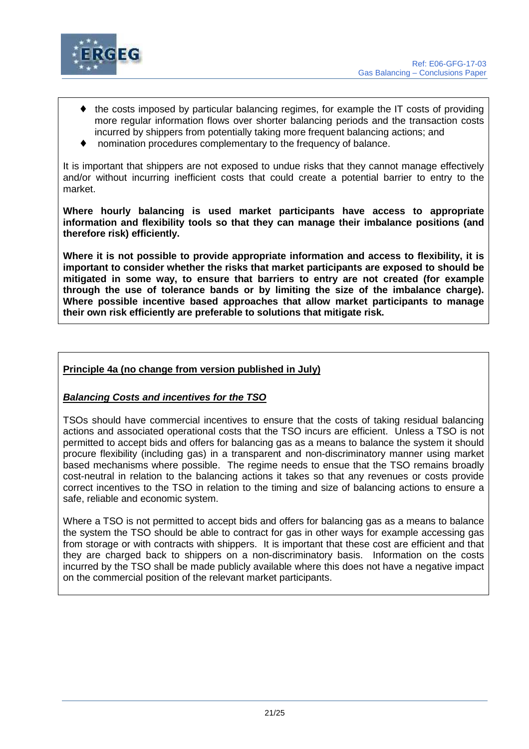- the costs imposed by particular balancing regimes, for example the IT costs of providing more regular information flows over shorter balancing periods and the transaction costs incurred by shippers from potentially taking more frequent balancing actions; and
- nomination procedures complementary to the frequency of balance.

It is important that shippers are not exposed to undue risks that they cannot manage effectively and/or without incurring inefficient costs that could create a potential barrier to entry to the market.

**Where hourly balancing is used market participants have access to appropriate information and flexibility tools so that they can manage their imbalance positions (and therefore risk) efficiently.**

**Where it is not possible to provide appropriate information and access to flexibility, it is important to consider whether the risks that market participants are exposed to should be mitigated in some way, to ensure that barriers to entry are not created (for example through the use of tolerance bands or by limiting the size of the imbalance charge). Where possible incentive based approaches that allow market participants to manage their own risk efficiently are preferable to solutions that mitigate risk.**

**<u>Principle 4a (no change from version published in July)</u>**

***<u>Balancing Costs and incentives for the TSO</u>***

TSOs should have commercial incentives to ensure that the costs of taking residual balancing actions and associated operational costs that the TSO incurs are efficient. Unless a TSO is not permitted to accept bids and offers for balancing gas as a means to balance the system it should procure flexibility (including gas) in a transparent and non-discriminatory manner using market based mechanisms where possible. The regime needs to ensue that the TSO remains broadly cost-neutral in relation to the balancing actions it takes so that any revenues or costs provide correct incentives to the TSO in relation to the timing and size of balancing actions to ensure a safe, reliable and economic system.

Where a TSO is not permitted to accept bids and offers for balancing gas as a means to balance the system the TSO should be able to contract for gas in other ways for example accessing gas from storage or with contracts with shippers. It is important that these cost are efficient and that they are charged back to shippers on a non-discriminatory basis. Information on the costs incurred by the TSO shall be made publicly available where this does not have a negative impact on the commercial position of the relevant market participants.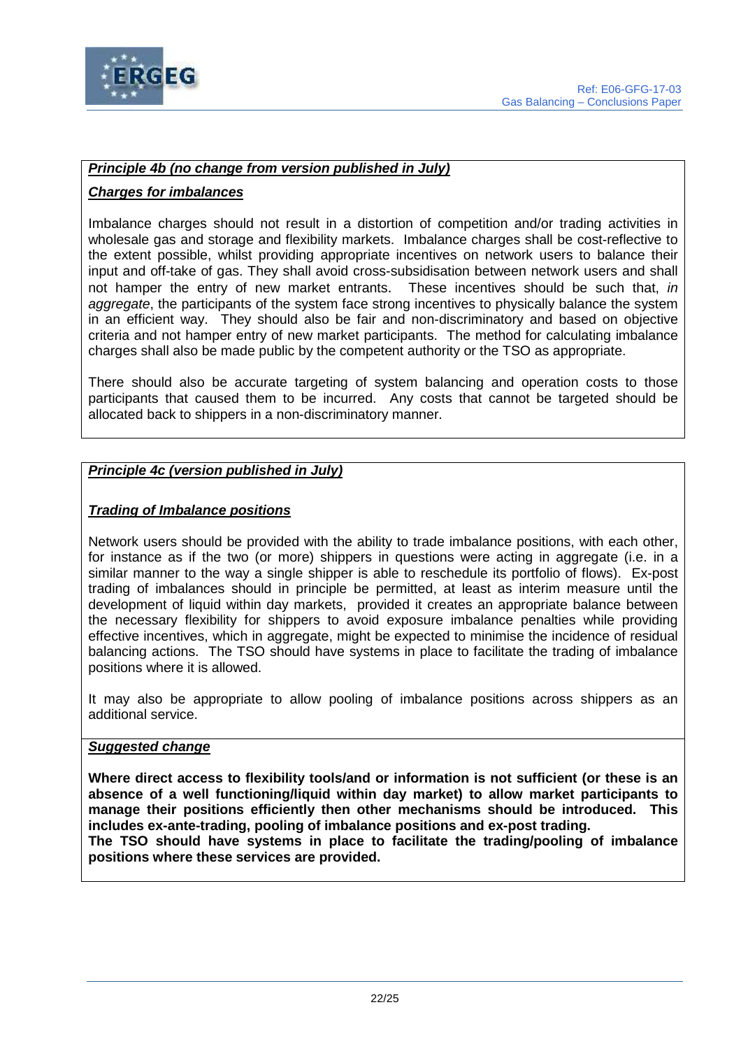***Principle 4b (no change from version published in July)***

***Charges for imbalances***

Imbalance charges should not result in a distortion of competition and/or trading activities in wholesale gas and storage and flexibility markets. Imbalance charges shall be cost-reflective to the extent possible, whilst providing appropriate incentives on network users to balance their input and off-take of gas. They shall avoid cross-subsidisation between network users and shall not hamper the entry of new market entrants. These incentives should be such that, *in aggregate*, the participants of the system face strong incentives to physically balance the system in an efficient way. They should also be fair and non-discriminatory and based on objective criteria and not hamper entry of new market participants. The method for calculating imbalance charges shall also be made public by the competent authority or the TSO as appropriate.

There should also be accurate targeting of system balancing and operation costs to those participants that caused them to be incurred. Any costs that cannot be targeted should be allocated back to shippers in a non-discriminatory manner.

***Principle 4c (version published in July)***

***Trading of Imbalance positions***

Network users should be provided with the ability to trade imbalance positions, with each other, for instance as if the two (or more) shippers in questions were acting in aggregate (i.e. in a similar manner to the way a single shipper is able to reschedule its portfolio of flows). Ex-post trading of imbalances should in principle be permitted, at least as interim measure until the development of liquid within day markets, provided it creates an appropriate balance between the necessary flexibility for shippers to avoid exposure imbalance penalties while providing effective incentives, which in aggregate, might be expected to minimise the incidence of residual balancing actions. The TSO should have systems in place to facilitate the trading of imbalance positions where it is allowed.

It may also be appropriate to allow pooling of imbalance positions across shippers as an additional service.

***Suggested change***

**Where direct access to flexibility tools/and or information is not sufficient (or these is an absence of a well functioning/liquid within day market) to allow market participants to manage their positions efficiently then other mechanisms should be introduced. This includes ex-ante-trading, pooling of imbalance positions and ex-post trading.**
**The TSO should have systems in place to facilitate the trading/pooling of imbalance positions where these services are provided.**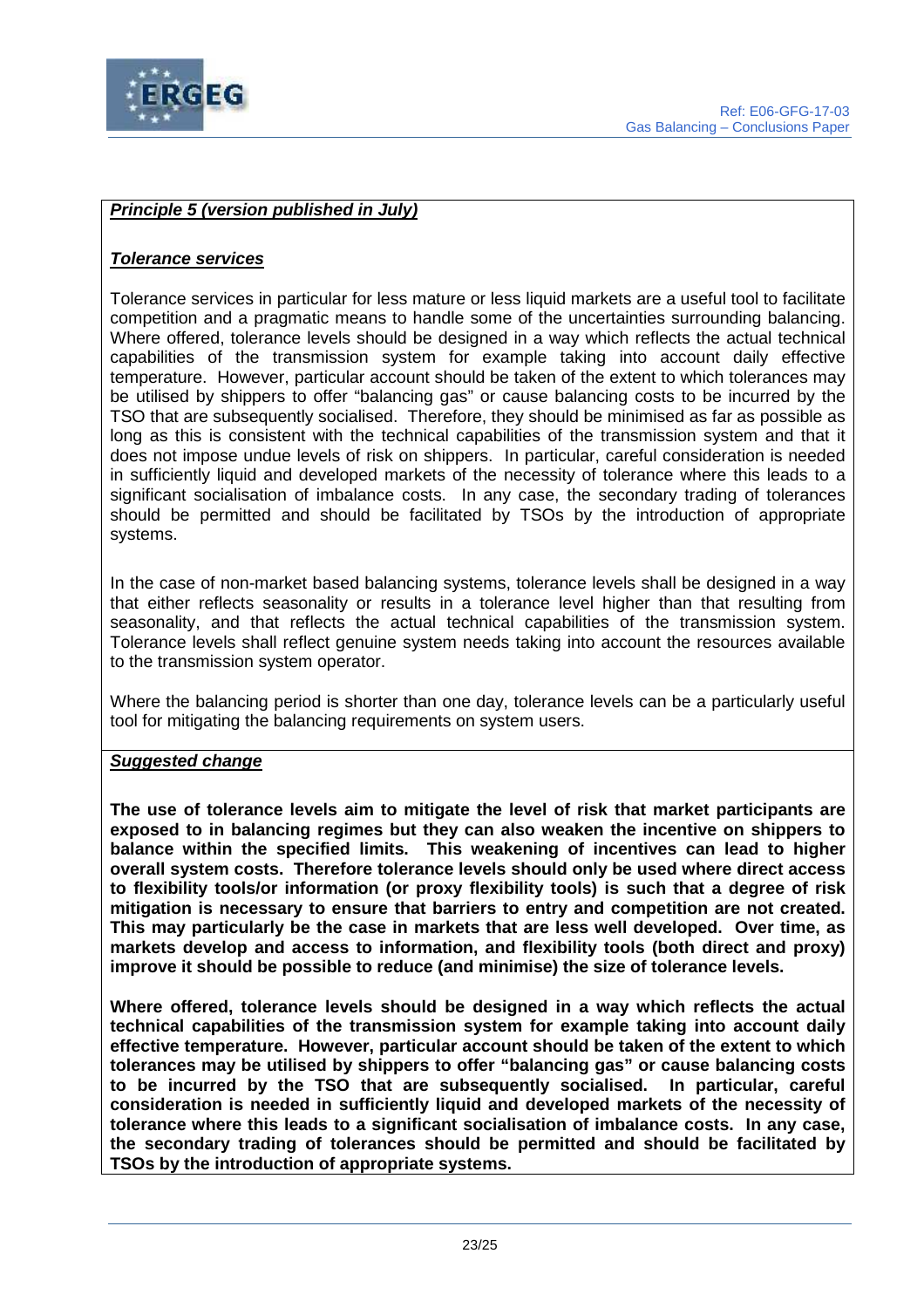***Principle 5 (version published in July)***

***Tolerance services***

Tolerance services in particular for less mature or less liquid markets are a useful tool to facilitate competition and a pragmatic means to handle some of the uncertainties surrounding balancing. Where offered, tolerance levels should be designed in a way which reflects the actual technical capabilities of the transmission system for example taking into account daily effective temperature. However, particular account should be taken of the extent to which tolerances may be utilised by shippers to offer "balancing gas" or cause balancing costs to be incurred by the TSO that are subsequently socialised. Therefore, they should be minimised as far as possible as long as this is consistent with the technical capabilities of the transmission system and that it does not impose undue levels of risk on shippers. In particular, careful consideration is needed in sufficiently liquid and developed markets of the necessity of tolerance where this leads to a significant socialisation of imbalance costs. In any case, the secondary trading of tolerances should be permitted and should be facilitated by TSOs by the introduction of appropriate systems.

In the case of non-market based balancing systems, tolerance levels shall be designed in a way that either reflects seasonality or results in a tolerance level higher than that resulting from seasonality, and that reflects the actual technical capabilities of the transmission system. Tolerance levels shall reflect genuine system needs taking into account the resources available to the transmission system operator.

Where the balancing period is shorter than one day, tolerance levels can be a particularly useful tool for mitigating the balancing requirements on system users.

***Suggested change***

**The use of tolerance levels aim to mitigate the level of risk that market participants are exposed to in balancing regimes but they can also weaken the incentive on shippers to balance within the specified limits. This weakening of incentives can lead to higher overall system costs. Therefore tolerance levels should only be used where direct access to flexibility tools/or information (or proxy flexibility tools) is such that a degree of risk mitigation is necessary to ensure that barriers to entry and competition are not created. This may particularly be the case in markets that are less well developed. Over time, as markets develop and access to information, and flexibility tools (both direct and proxy) improve it should be possible to reduce (and minimise) the size of tolerance levels.**

**Where offered, tolerance levels should be designed in a way which reflects the actual technical capabilities of the transmission system for example taking into account daily effective temperature. However, particular account should be taken of the extent to which tolerances may be utilised by shippers to offer "balancing gas" or cause balancing costs to be incurred by the TSO that are subsequently socialised. In particular, careful consideration is needed in sufficiently liquid and developed markets of the necessity of tolerance where this leads to a significant socialisation of imbalance costs. In any case, the secondary trading of tolerances should be permitted and should be facilitated by TSOs by the introduction of appropriate systems.**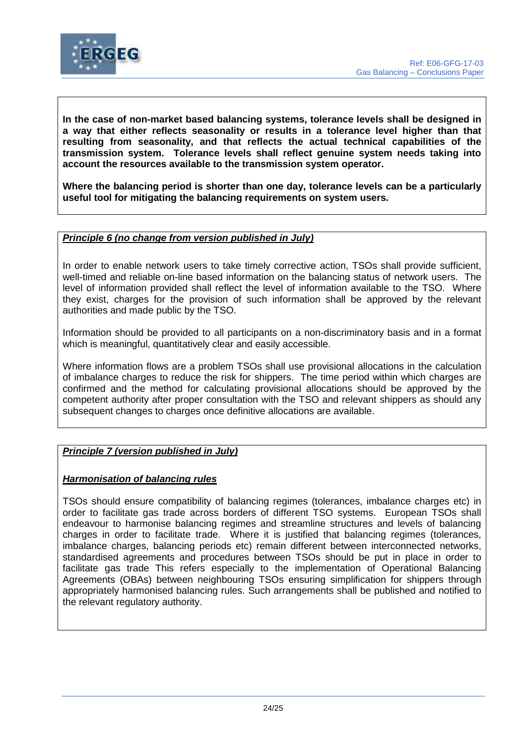**In the case of non-market based balancing systems, tolerance levels shall be designed in a way that either reflects seasonality or results in a tolerance level higher than that resulting from seasonality, and that reflects the actual technical capabilities of the transmission system. Tolerance levels shall reflect genuine system needs taking into account the resources available to the transmission system operator.**

**Where the balancing period is shorter than one day, tolerance levels can be a particularly useful tool for mitigating the balancing requirements on system users.**

***Principle 6 (no change from version published in July)***

In order to enable network users to take timely corrective action, TSOs shall provide sufficient, well-timed and reliable on-line based information on the balancing status of network users. The level of information provided shall reflect the level of information available to the TSO. Where they exist, charges for the provision of such information shall be approved by the relevant authorities and made public by the TSO.

Information should be provided to all participants on a non-discriminatory basis and in a format which is meaningful, quantitatively clear and easily accessible.

Where information flows are a problem TSOs shall use provisional allocations in the calculation of imbalance charges to reduce the risk for shippers. The time period within which charges are confirmed and the method for calculating provisional allocations should be approved by the competent authority after proper consultation with the TSO and relevant shippers as should any subsequent changes to charges once definitive allocations are available.

***Principle 7 (version published in July)***

***Harmonisation of balancing rules***

TSOs should ensure compatibility of balancing regimes (tolerances, imbalance charges etc) in order to facilitate gas trade across borders of different TSO systems. European TSOs shall endeavour to harmonise balancing regimes and streamline structures and levels of balancing charges in order to facilitate trade. Where it is justified that balancing regimes (tolerances, imbalance charges, balancing periods etc) remain different between interconnected networks, standardised agreements and procedures between TSOs should be put in place in order to facilitate gas trade This refers especially to the implementation of Operational Balancing Agreements (OBAs) between neighbouring TSOs ensuring simplification for shippers through appropriately harmonised balancing rules. Such arrangements shall be published and notified to the relevant regulatory authority.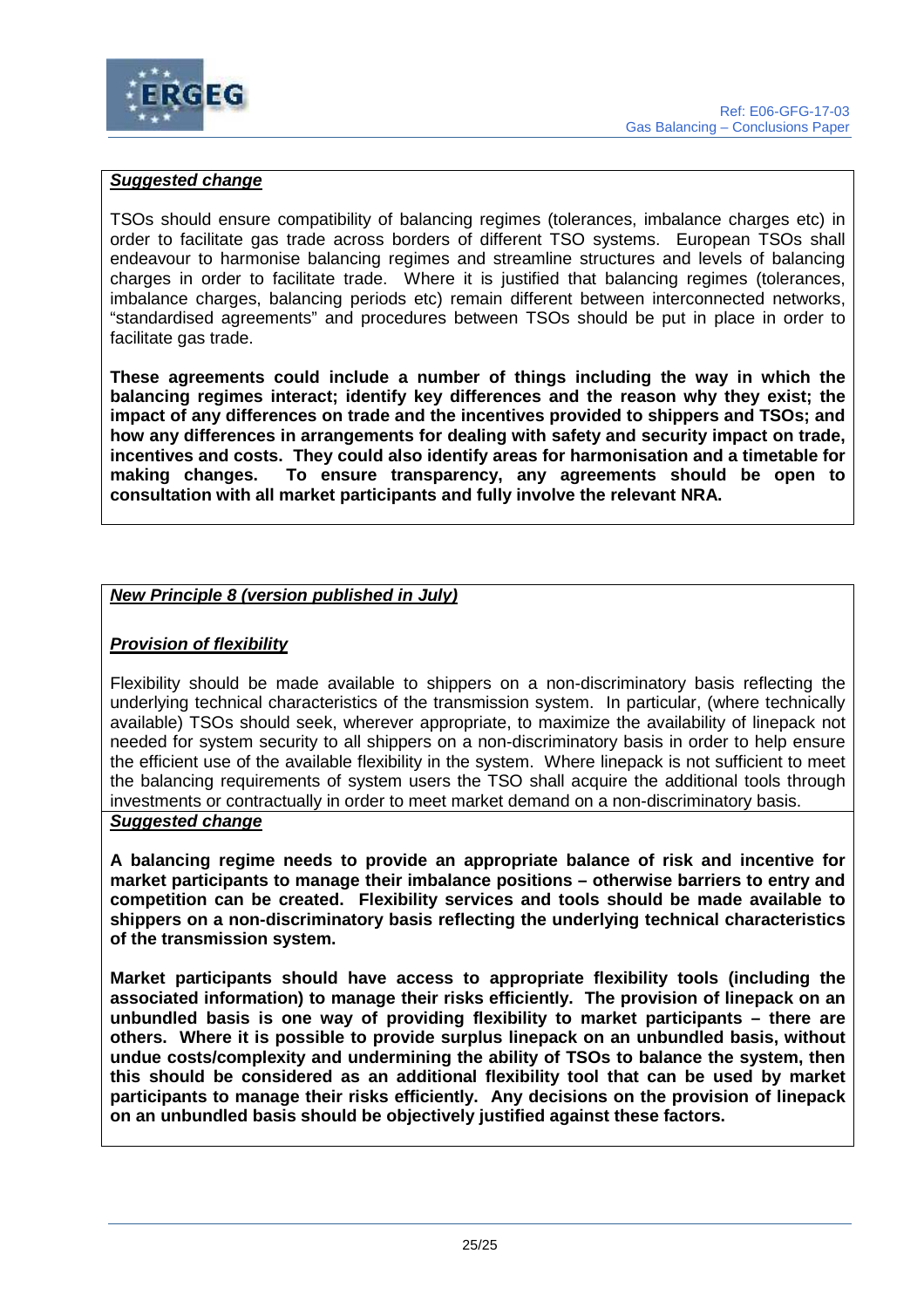***Suggested change***

TSOs should ensure compatibility of balancing regimes (tolerances, imbalance charges etc) in order to facilitate gas trade across borders of different TSO systems. European TSOs shall endeavour to harmonise balancing regimes and streamline structures and levels of balancing charges in order to facilitate trade. Where it is justified that balancing regimes (tolerances, imbalance charges, balancing periods etc) remain different between interconnected networks, "standardised agreements" and procedures between TSOs should be put in place in order to facilitate gas trade.

**These agreements could include a number of things including the way in which the balancing regimes interact; identify key differences and the reason why they exist; the impact of any differences on trade and the incentives provided to shippers and TSOs; and how any differences in arrangements for dealing with safety and security impact on trade, incentives and costs. They could also identify areas for harmonisation and a timetable for making changes. To ensure transparency, any agreements should be open to consultation with all market participants and fully involve the relevant NRA.**

***New Principle 8 (version published in July)***

***Provision of flexibility***

Flexibility should be made available to shippers on a non-discriminatory basis reflecting the underlying technical characteristics of the transmission system. In particular, (where technically available) TSOs should seek, wherever appropriate, to maximize the availability of linepack not needed for system security to all shippers on a non-discriminatory basis in order to help ensure the efficient use of the available flexibility in the system. Where linepack is not sufficient to meet the balancing requirements of system users the TSO shall acquire the additional tools through investments or contractually in order to meet market demand on a non-discriminatory basis.

***Suggested change***

**A balancing regime needs to provide an appropriate balance of risk and incentive for market participants to manage their imbalance positions – otherwise barriers to entry and competition can be created. Flexibility services and tools should be made available to shippers on a non-discriminatory basis reflecting the underlying technical characteristics of the transmission system.**

**Market participants should have access to appropriate flexibility tools (including the associated information) to manage their risks efficiently. The provision of linepack on an unbundled basis is one way of providing flexibility to market participants – there are others. Where it is possible to provide surplus linepack on an unbundled basis, without undue costs/complexity and undermining the ability of TSOs to balance the system, then this should be considered as an additional flexibility tool that can be used by market participants to manage their risks efficiently. Any decisions on the provision of linepack on an unbundled basis should be objectively justified against these factors.**